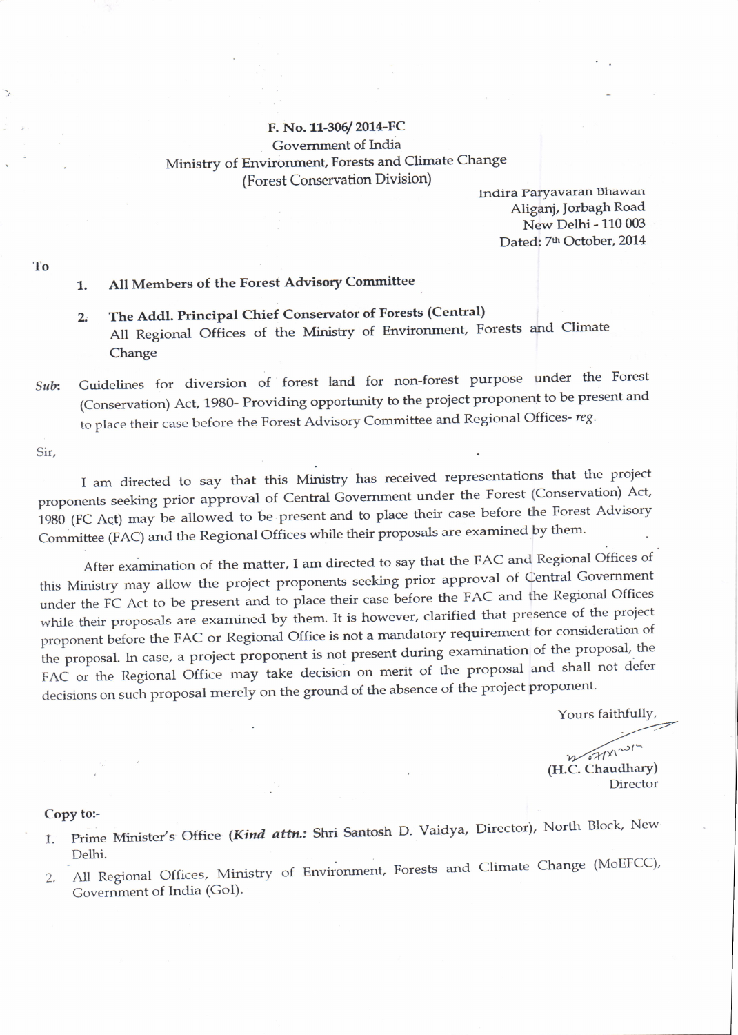**F. No. 11-306/ 2014-FC**
Government of India
Ministry of Environment, Forests and Climate Change
(Forest Conservation Division)

Indira Paryavaran Bhawan
Aliganj, Jorbagh Road
New Delhi - 110 003
Dated: 7th October, 2014

To

1. **All Members of the Forest Advisory Committee**
2. **The Addl. Principal Chief Conservator of Forests (Central)**
   All Regional Offices of the Ministry of Environment, Forests and Climate Change

***Sub***: Guidelines for diversion of forest land for non-forest purpose under the Forest (Conservation) Act, 1980- Providing opportunity to the project proponent to be present and to place their case before the Forest Advisory Committee and Regional Offices- *reg*.

Sir,

I am directed to say that this Ministry has received representations that the project proponents seeking prior approval of Central Government under the Forest (Conservation) Act, 1980 (FC Act) may be allowed to be present and to place their case before the Forest Advisory Committee (FAC) and the Regional Offices while their proposals are examined by them.

After examination of the matter, I am directed to say that the FAC and Regional Offices of this Ministry may allow the project proponents seeking prior approval of Central Government under the FC Act to be present and to place their case before the FAC and the Regional Offices while their proposals are examined by them. It is however, clarified that presence of the project proponent before the FAC or Regional Office is not a mandatory requirement for consideration of the proposal. In case, a project proponent is not present during examination of the proposal, the FAC or the Regional Office may take decision on merit of the proposal and shall not defer decisions on such proposal merely on the ground of the absence of the project proponent.

Yours faithfully,

**(H.C. Chaudhary)**
Director

**Copy to:-**

1. Prime Minister's Office (***Kind attn.:*** Shri Santosh D. Vaidya, Director), North Block, New Delhi.
2. All Regional Offices, Ministry of Environment, Forests and Climate Change (MoEFCC), Government of India (GoI).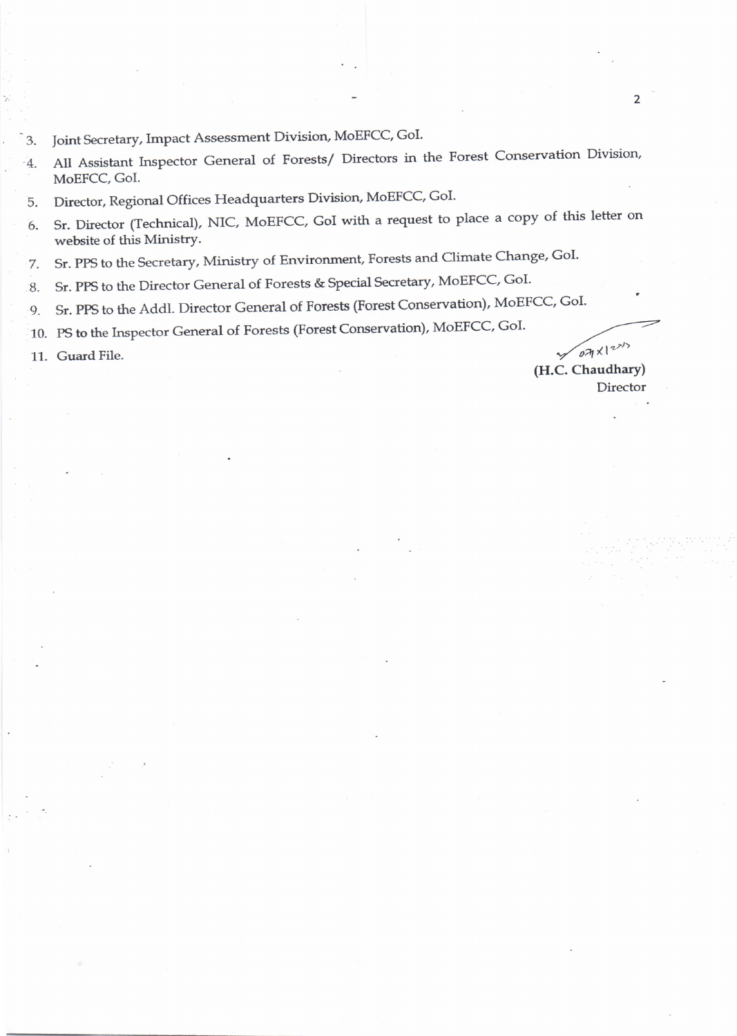3. Joint Secretary, Impact Assessment Division, MoEFCC, GoI.
4. All Assistant Inspector General of Forests/ Directors in the Forest Conservation Division, MoEFCC, GoI.
5. Director, Regional Offices Headquarters Division, MoEFCC, GoI.
6. Sr. Director (Technical), NIC, MoEFCC, GoI with a request to place a copy of this letter on website of this Ministry.
7. Sr. PPS to the Secretary, Ministry of Environment, Forests and Climate Change, GoI.
8. Sr. PPS to the Director General of Forests & Special Secretary, MoEFCC, GoI.
9. Sr. PPS to the Addl. Director General of Forests (Forest Conservation), MoEFCC, GoI.
10. PS to the Inspector General of Forests (Forest Conservation), MoEFCC, GoI.
11. Guard File.

**(H.C. Chaudhary)**
Director